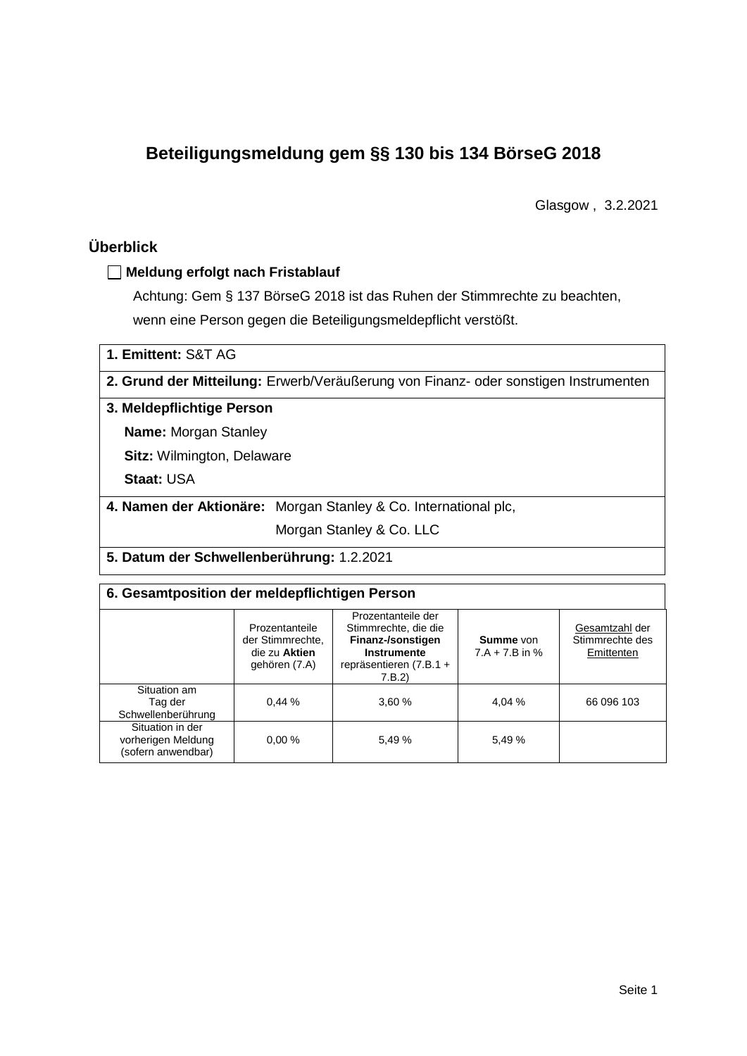# Beteiligungsmeldung gem §§ 130 bis 134 BörseG 2018

Glasgow , 3.2.2021

## Überblick

☐ **Meldung erfolgt nach Fristablauf**

Achtung: Gem § 137 BörseG 2018 ist das Ruhen der Stimmrechte zu beachten, wenn eine Person gegen die Beteiligungsmeldepflicht verstößt.

**1. Emittent:** S&T AG

**2. Grund der Mitteilung:** Erwerb/Veräußerung von Finanz- oder sonstigen Instrumenten

**3. Meldepflichtige Person**

**Name:** Morgan Stanley

**Sitz:** Wilmington, Delaware

**Staat:** USA

**4. Namen der Aktionäre:** Morgan Stanley & Co. International plc, Morgan Stanley & Co. LLC

**5. Datum der Schwellenberührung:** 1.2.2021

**6. Gesamtposition der meldepflichtigen Person**

| | Prozentanteile der Stimmrechte, die zu **Aktien** gehören (7.A) | Prozentanteile der Stimmrechte, die die **Finanz-/sonstigen Instrumente** repräsentieren (7.B.1 + 7.B.2) | **Summe** von 7.A + 7.B in % | Gesamtzahl der Stimmrechte des Emittenten |
|---|---|---|---|---|
| Situation am Tag der Schwellenberührung | 0,44 % | 3,60 % | 4,04 % | 66 096 103 |
| Situation in der vorherigen Meldung (sofern anwendbar) | 0,00 % | 5,49 % | 5,49 % | |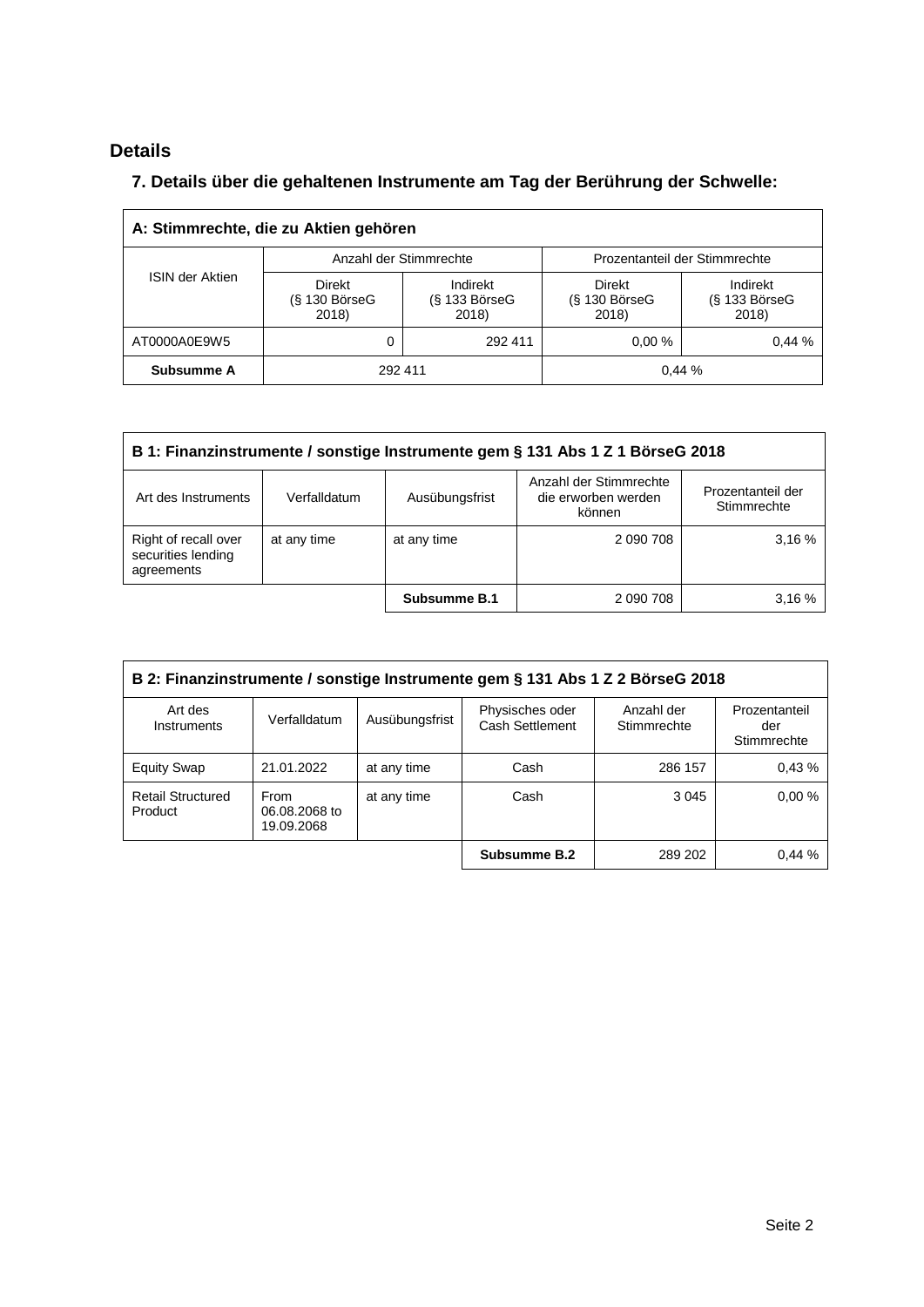## Details

### 7. Details über die gehaltenen Instrumente am Tag der Berührung der Schwelle:

| A: Stimmrechte, die zu Aktien gehören | | | | |
|---|---|---|---|---|
| ISIN der Aktien | Anzahl der Stimmrechte | | Prozentanteil der Stimmrechte | |
| | Direkt (§ 130 BörseG 2018) | Indirekt (§ 133 BörseG 2018) | Direkt (§ 130 BörseG 2018) | Indirekt (§ 133 BörseG 2018) |
| AT0000A0E9W5 | 0 | 292 411 | 0,00 % | 0,44 % |
| **Subsumme A** | 292 411 | | 0,44 % | |

| B 1: Finanzinstrumente / sonstige Instrumente gem § 131 Abs 1 Z 1 BörseG 2018 | | | | |
|---|---|---|---|---|
| Art des Instruments | Verfalldatum | Ausübungsfrist | Anzahl der Stimmrechte die erworben werden können | Prozentanteil der Stimmrechte |
| Right of recall over securities lending agreements | at any time | at any time | 2 090 708 | 3,16 % |
| | | **Subsumme B.1** | 2 090 708 | 3,16 % |

| B 2: Finanzinstrumente / sonstige Instrumente gem § 131 Abs 1 Z 2 BörseG 2018 | | | | | |
|---|---|---|---|---|---|
| Art des Instruments | Verfalldatum | Ausübungsfrist | Physisches oder Cash Settlement | Anzahl der Stimmrechte | Prozentanteil der Stimmrechte |
| Equity Swap | 21.01.2022 | at any time | Cash | 286 157 | 0,43 % |
| Retail Structured Product | From 06.08.2068 to 19.09.2068 | at any time | Cash | 3 045 | 0,00 % |
| | | | **Subsumme B.2** | 289 202 | 0,44 % |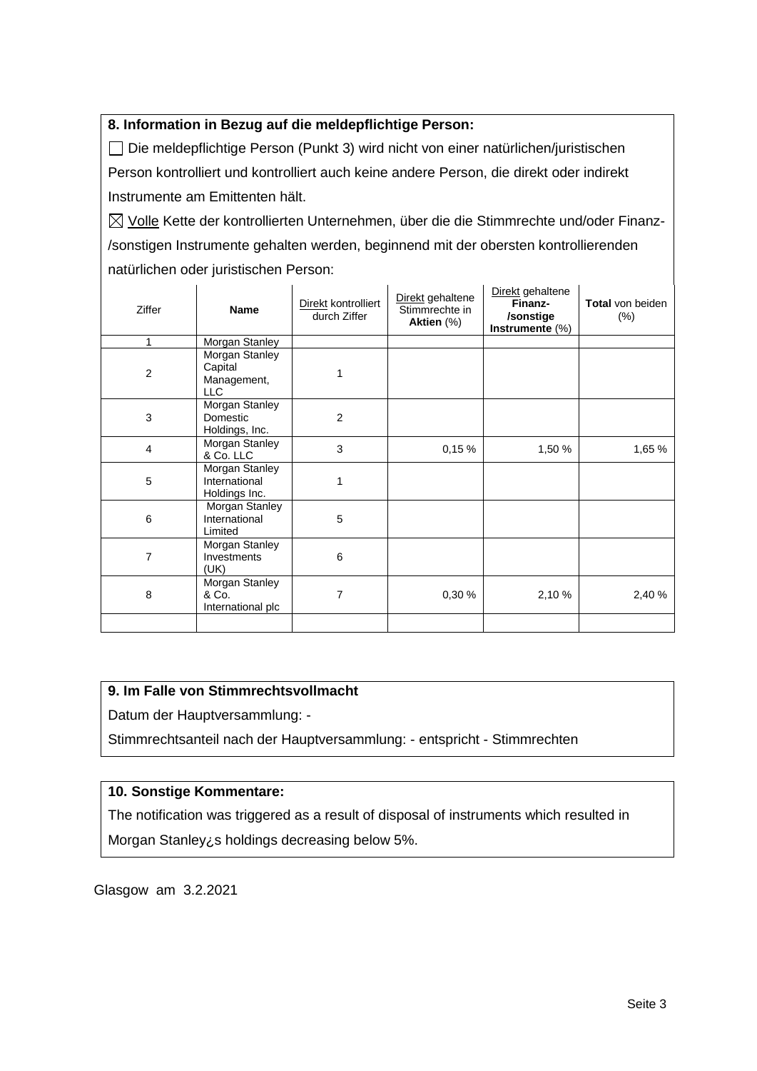### 8. Information in Bezug auf die meldepflichtige Person:

☐ Die meldepflichtige Person (Punkt 3) wird nicht von einer natürlichen/juristischen Person kontrolliert und kontrolliert auch keine andere Person, die direkt oder indirekt Instrumente am Emittenten hält.

☒ Volle Kette der kontrollierten Unternehmen, über die die Stimmrechte und/oder Finanz-/sonstigen Instrumente gehalten werden, beginnend mit der obersten kontrollierenden natürlichen oder juristischen Person:

| Ziffer | Name | Direkt kontrolliert durch Ziffer | Direkt gehaltene Stimmrechte in **Aktien** (%) | Direkt gehaltene **Finanz-/sonstige Instrumente** (%) | **Total** von beiden (%) |
|---|---|---|---|---|---|
| 1 | Morgan Stanley | | | | |
| 2 | Morgan Stanley Capital Management, LLC | 1 | | | |
| 3 | Morgan Stanley Domestic Holdings, Inc. | 2 | | | |
| 4 | Morgan Stanley & Co. LLC | 3 | 0,15 % | 1,50 % | 1,65 % |
| 5 | Morgan Stanley International Holdings Inc. | 1 | | | |
| 6 | Morgan Stanley International Limited | 5 | | | |
| 7 | Morgan Stanley Investments (UK) | 6 | | | |
| 8 | Morgan Stanley & Co. International plc | 7 | 0,30 % | 2,10 % | 2,40 % |
| | | | | | |

### 9. Im Falle von Stimmrechtsvollmacht

Datum der Hauptversammlung: -

Stimmrechtsanteil nach der Hauptversammlung: - entspricht - Stimmrechten

### 10. Sonstige Kommentare:

The notification was triggered as a result of disposal of instruments which resulted in Morgan Stanley¿s holdings decreasing below 5%.

Glasgow am 3.2.2021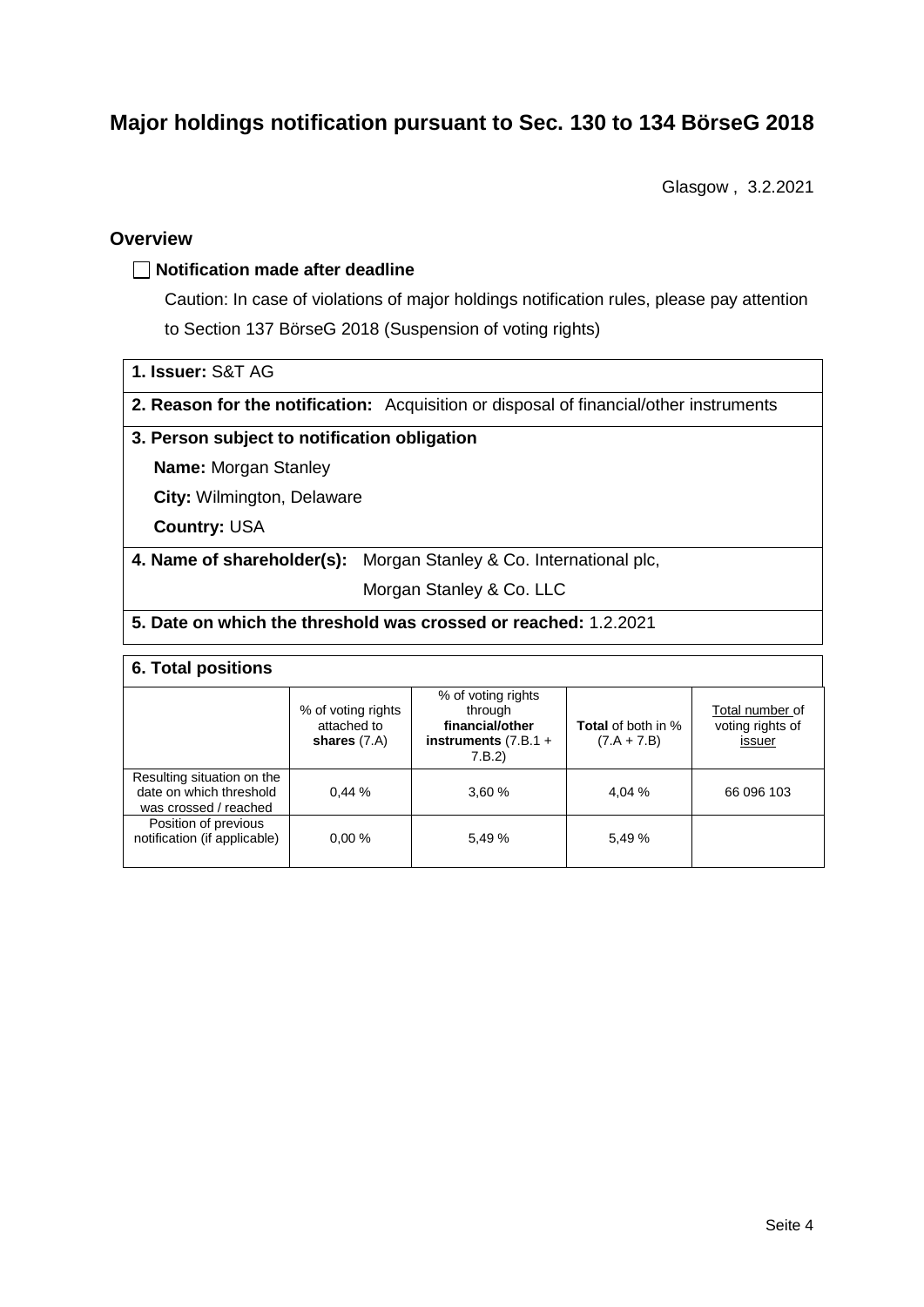# Major holdings notification pursuant to Sec. 130 to 134 BörseG 2018

Glasgow , 3.2.2021

## Overview

☐ **Notification made after deadline**

Caution: In case of violations of major holdings notification rules, please pay attention to Section 137 BörseG 2018 (Suspension of voting rights)

**1. Issuer:** S&T AG

**2. Reason for the notification:** Acquisition or disposal of financial/other instruments

**3. Person subject to notification obligation**

**Name:** Morgan Stanley

**City:** Wilmington, Delaware

**Country:** USA

**4. Name of shareholder(s):** Morgan Stanley & Co. International plc, Morgan Stanley & Co. LLC

**5. Date on which the threshold was crossed or reached:** 1.2.2021

**6. Total positions**

| | % of voting rights attached to **shares** (7.A) | % of voting rights through **financial/other instruments** (7.B.1 + 7.B.2) | **Total** of both in % (7.A + 7.B) | Total number of voting rights of issuer |
|---|---|---|---|---|
| Resulting situation on the date on which threshold was crossed / reached | 0,44 % | 3,60 % | 4,04 % | 66 096 103 |
| Position of previous notification (if applicable) | 0,00 % | 5,49 % | 5,49 % | |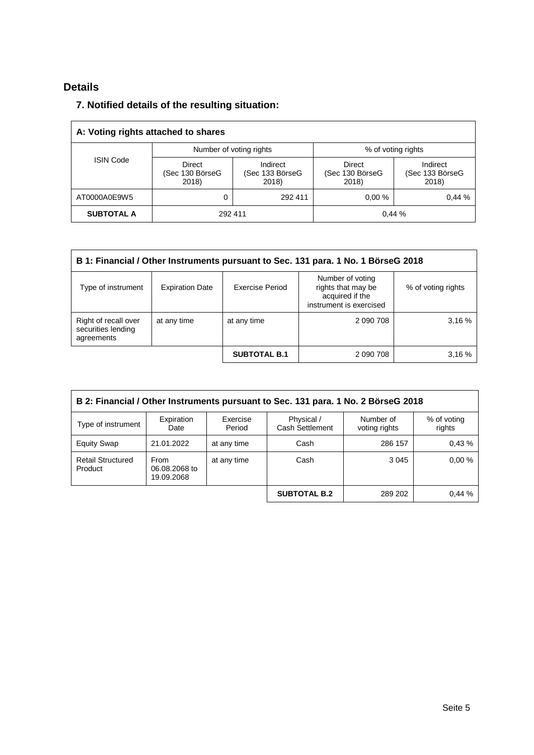## Details

### 7. Notified details of the resulting situation:

| A: Voting rights attached to shares | | | | |
|---|---|---|---|---|
| ISIN Code | Number of voting rights | | % of voting rights | |
| | Direct (Sec 130 BörseG 2018) | Indirect (Sec 133 BörseG 2018) | Direct (Sec 130 BörseG 2018) | Indirect (Sec 133 BörseG 2018) |
| AT0000A0E9W5 | 0 | 292 411 | 0,00 % | 0,44 % |
| **SUBTOTAL A** | 292 411 | | 0,44 % | |

| B 1: Financial / Other Instruments pursuant to Sec. 131 para. 1 No. 1 BörseG 2018 | | | | |
|---|---|---|---|---|
| Type of instrument | Expiration Date | Exercise Period | Number of voting rights that may be acquired if the instrument is exercised | % of voting rights |
| Right of recall over securities lending agreements | at any time | at any time | 2 090 708 | 3,16 % |
| | | **SUBTOTAL B.1** | 2 090 708 | 3,16 % |

| B 2: Financial / Other Instruments pursuant to Sec. 131 para. 1 No. 2 BörseG 2018 | | | | | |
|---|---|---|---|---|---|
| Type of instrument | Expiration Date | Exercise Period | Physical / Cash Settlement | Number of voting rights | % of voting rights |
| Equity Swap | 21.01.2022 | at any time | Cash | 286 157 | 0,43 % |
| Retail Structured Product | From 06.08.2068 to 19.09.2068 | at any time | Cash | 3 045 | 0,00 % |
| | | | **SUBTOTAL B.2** | 289 202 | 0,44 % |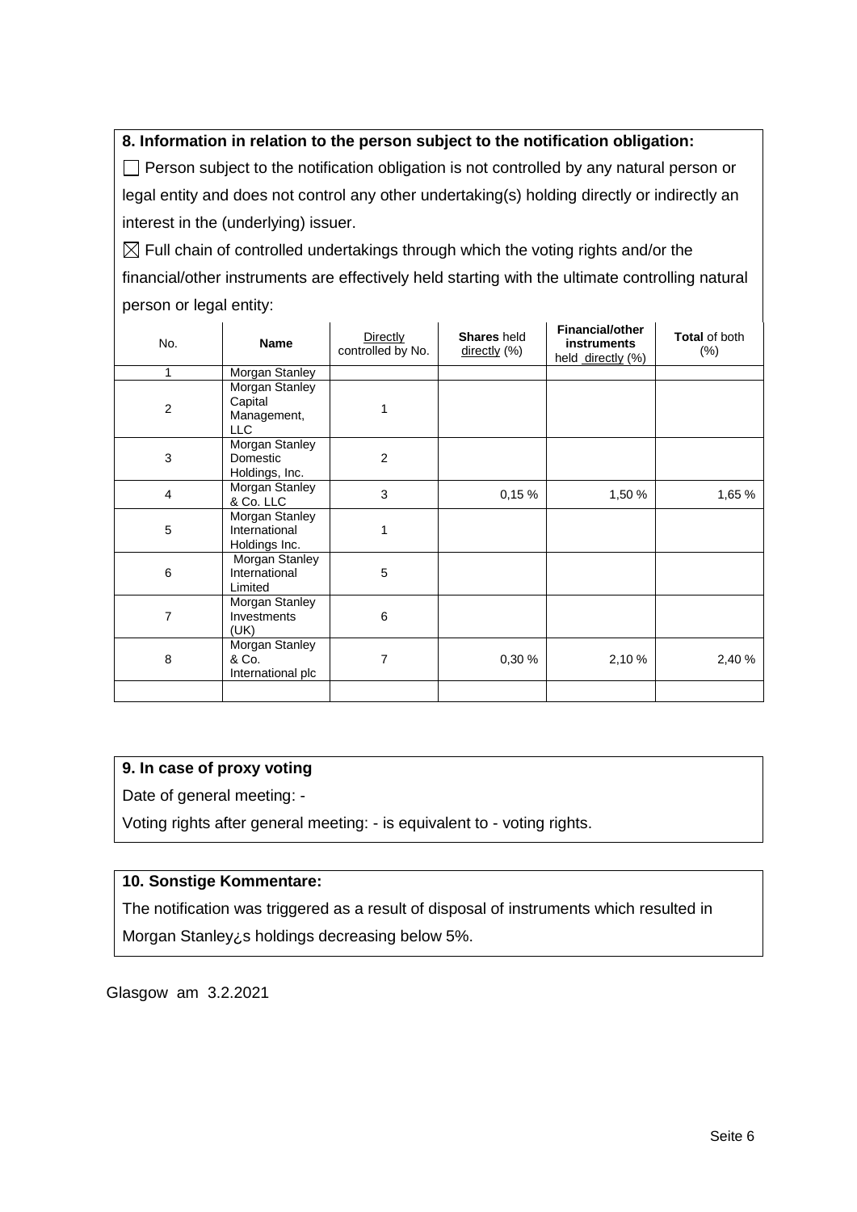**8. Information in relation to the person subject to the notification obligation:**

☐ Person subject to the notification obligation is not controlled by any natural person or legal entity and does not control any other undertaking(s) holding directly or indirectly an interest in the (underlying) issuer.

☒ Full chain of controlled undertakings through which the voting rights and/or the financial/other instruments are effectively held starting with the ultimate controlling natural person or legal entity:

| No. | Name | Directly controlled by No. | Shares held directly (%) | Financial/other instruments held directly (%) | Total of both (%) |
|---|---|---|---|---|---|
| 1 | Morgan Stanley | | | | |
| 2 | Morgan Stanley Capital Management, LLC | 1 | | | |
| 3 | Morgan Stanley Domestic Holdings, Inc. | 2 | | | |
| 4 | Morgan Stanley & Co. LLC | 3 | 0,15 % | 1,50 % | 1,65 % |
| 5 | Morgan Stanley International Holdings Inc. | 1 | | | |
| 6 | Morgan Stanley International Limited | 5 | | | |
| 7 | Morgan Stanley Investments (UK) | 6 | | | |
| 8 | Morgan Stanley & Co. International plc | 7 | 0,30 % | 2,10 % | 2,40 % |
| | | | | | |

**9. In case of proxy voting**

Date of general meeting: -

Voting rights after general meeting: - is equivalent to - voting rights.

**10. Sonstige Kommentare:**

The notification was triggered as a result of disposal of instruments which resulted in Morgan Stanley¿s holdings decreasing below 5%.

Glasgow am 3.2.2021